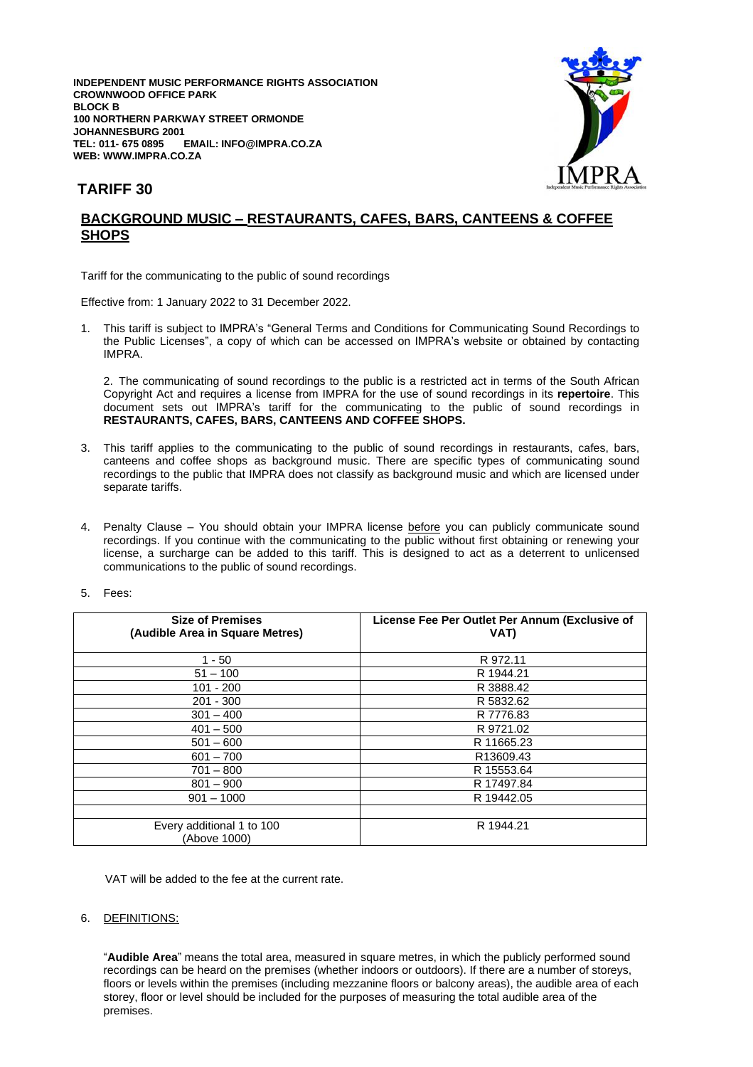**INDEPENDENT MUSIC PERFORMANCE RIGHTS ASSOCIATION**
**CROWNWOOD OFFICE PARK**
**BLOCK B**
**100 NORTHERN PARKWAY STREET ORMONDE**
**JOHANNESBURG 2001**
**TEL: 011- 675 0895 EMAIL: INFO@IMPRA.CO.ZA**
**WEB: WWW.IMPRA.CO.ZA**

IMPRA
Independent Music Performance Rights Association

# TARIFF 30

## BACKGROUND MUSIC – RESTAURANTS, CAFES, BARS, CANTEENS & COFFEE SHOPS

Tariff for the communicating to the public of sound recordings

Effective from: 1 January 2022 to 31 December 2022.

1. This tariff is subject to IMPRA's "General Terms and Conditions for Communicating Sound Recordings to the Public Licenses", a copy of which can be accessed on IMPRA's website or obtained by contacting IMPRA.

2. The communicating of sound recordings to the public is a restricted act in terms of the South African Copyright Act and requires a license from IMPRA for the use of sound recordings in its **repertoire**. This document sets out IMPRA's tariff for the communicating to the public of sound recordings in **RESTAURANTS, CAFES, BARS, CANTEENS AND COFFEE SHOPS.**

3. This tariff applies to the communicating to the public of sound recordings in restaurants, cafes, bars, canteens and coffee shops as background music. There are specific types of communicating sound recordings to the public that IMPRA does not classify as background music and which are licensed under separate tariffs.

4. Penalty Clause – You should obtain your IMPRA license before you can publicly communicate sound recordings. If you continue with the communicating to the public without first obtaining or renewing your license, a surcharge can be added to this tariff. This is designed to act as a deterrent to unlicensed communications to the public of sound recordings.

5. Fees:

| Size of Premises (Audible Area in Square Metres) | License Fee Per Outlet Per Annum (Exclusive of VAT) |
|---|---|
| 1 - 50 | R 972.11 |
| 51 – 100 | R 1944.21 |
| 101 - 200 | R 3888.42 |
| 201 - 300 | R 5832.62 |
| 301 – 400 | R 7776.83 |
| 401 – 500 | R 9721.02 |
| 501 – 600 | R 11665.23 |
| 601 – 700 | R13609.43 |
| 701 – 800 | R 15553.64 |
| 801 – 900 | R 17497.84 |
| 901 – 1000 | R 19442.05 |
| | |
| Every additional 1 to 100 (Above 1000) | R 1944.21 |

VAT will be added to the fee at the current rate.

6. DEFINITIONS:

"**Audible Area**" means the total area, measured in square metres, in which the publicly performed sound recordings can be heard on the premises (whether indoors or outdoors). If there are a number of storeys, floors or levels within the premises (including mezzanine floors or balcony areas), the audible area of each storey, floor or level should be included for the purposes of measuring the total audible area of the premises.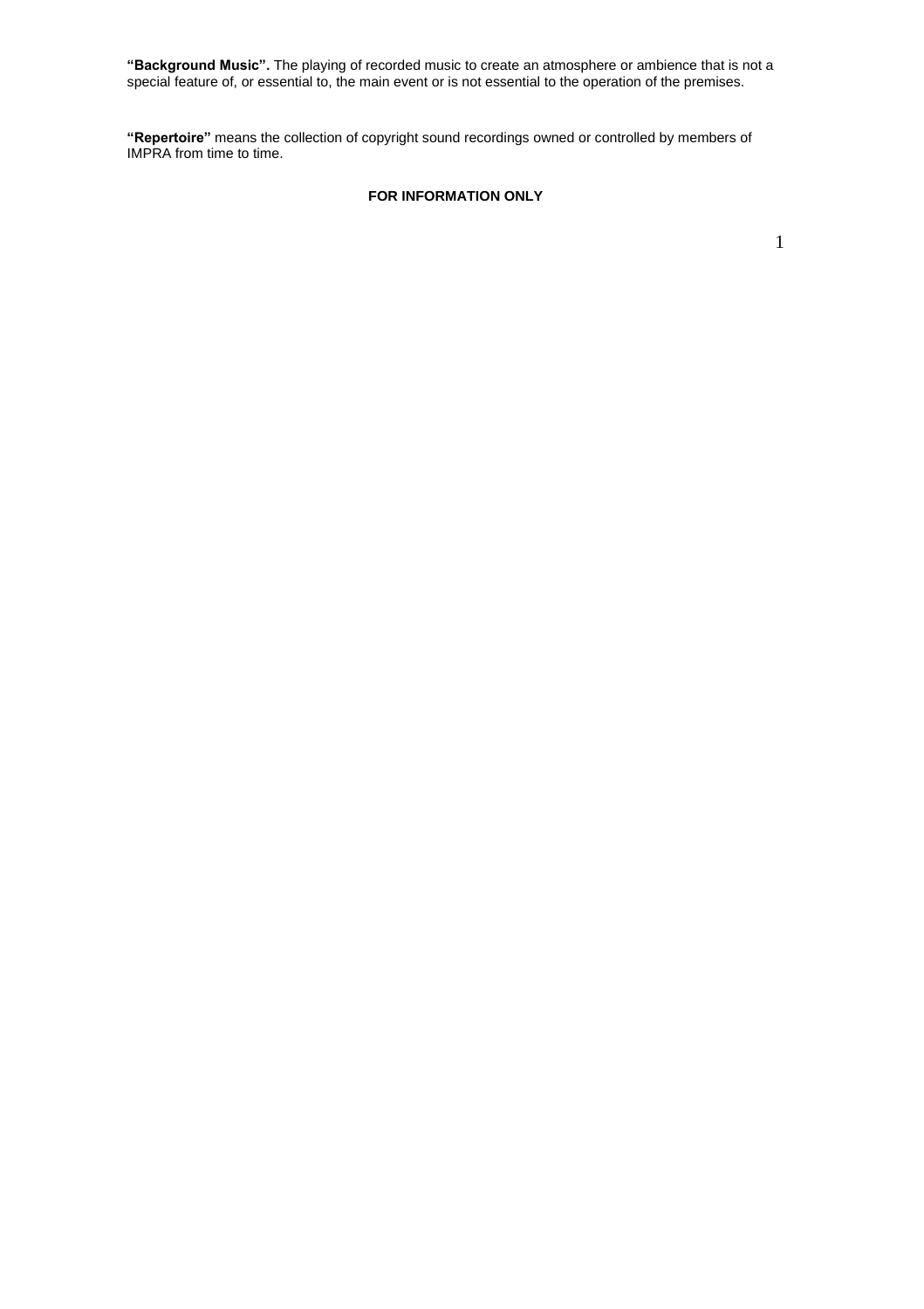**"Background Music".** The playing of recorded music to create an atmosphere or ambience that is not a special feature of, or essential to, the main event or is not essential to the operation of the premises.

**"Repertoire"** means the collection of copyright sound recordings owned or controlled by members of IMPRA from time to time.

**FOR INFORMATION ONLY**